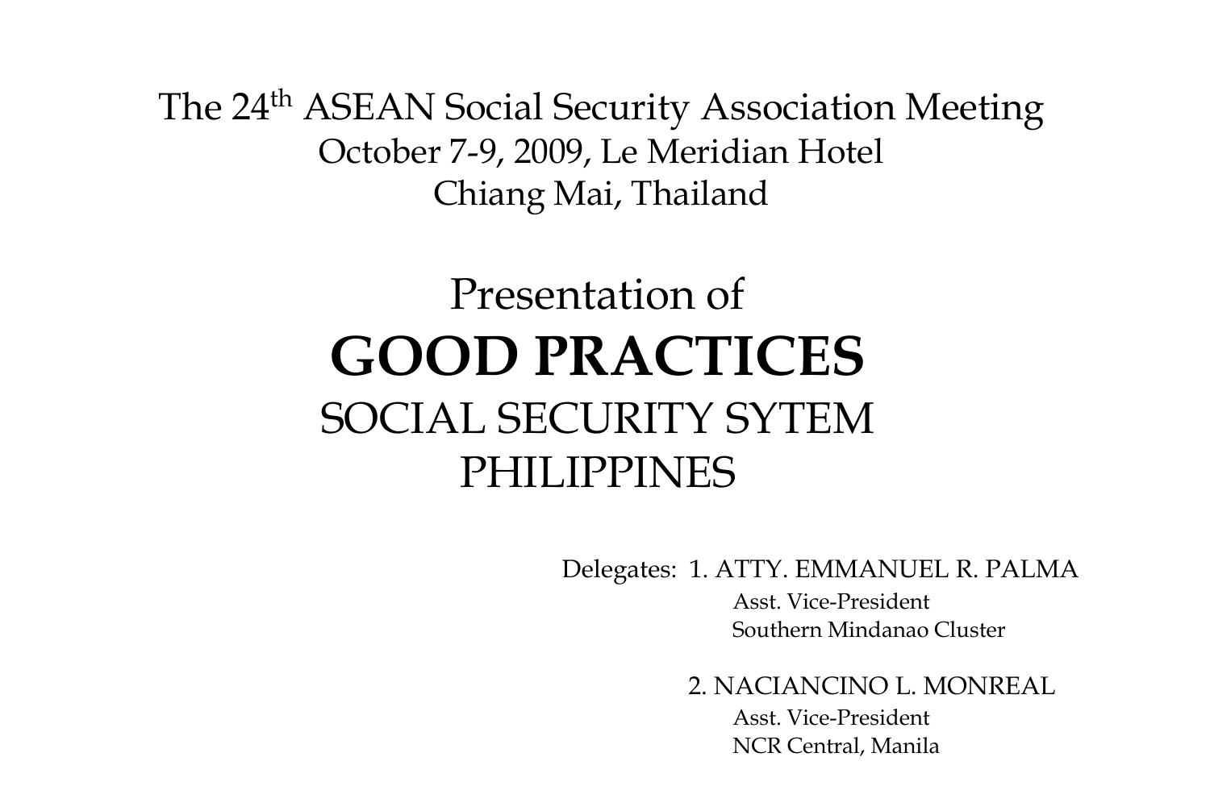The 24th ASEAN Social Security Association Meeting
October 7-9, 2009, Le Meridian Hotel
Chiang Mai, Thailand

# Presentation of
# **GOOD PRACTICES**
## SOCIAL SECURITY SYTEM
## PHILIPPINES

Delegates:

1. ATTY. EMMANUEL R. PALMA
   Asst. Vice-President
   Southern Mindanao Cluster

2. NACIANCINO L. MONREAL
   Asst. Vice-President
   NCR Central, Manila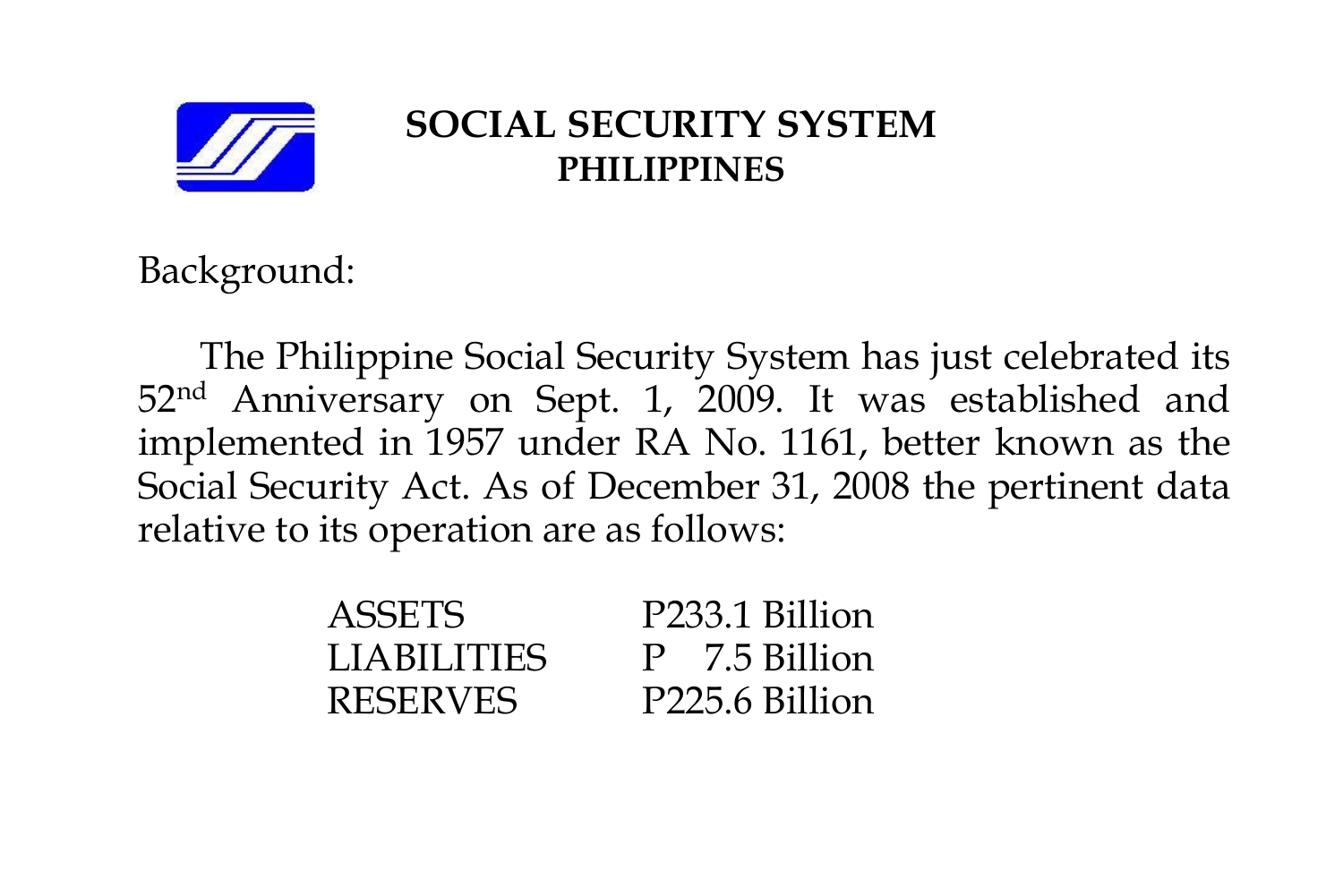# SOCIAL SECURITY SYSTEM
## PHILIPPINES

Background:

The Philippine Social Security System has just celebrated its 52nd Anniversary on Sept. 1, 2009. It was established and implemented in 1957 under RA No. 1161, better known as the Social Security Act. As of December 31, 2008 the pertinent data relative to its operation are as follows:

| | |
|---|---|
| ASSETS | P233.1 Billion |
| LIABILITIES | P 7.5 Billion |
| RESERVES | P225.6 Billion |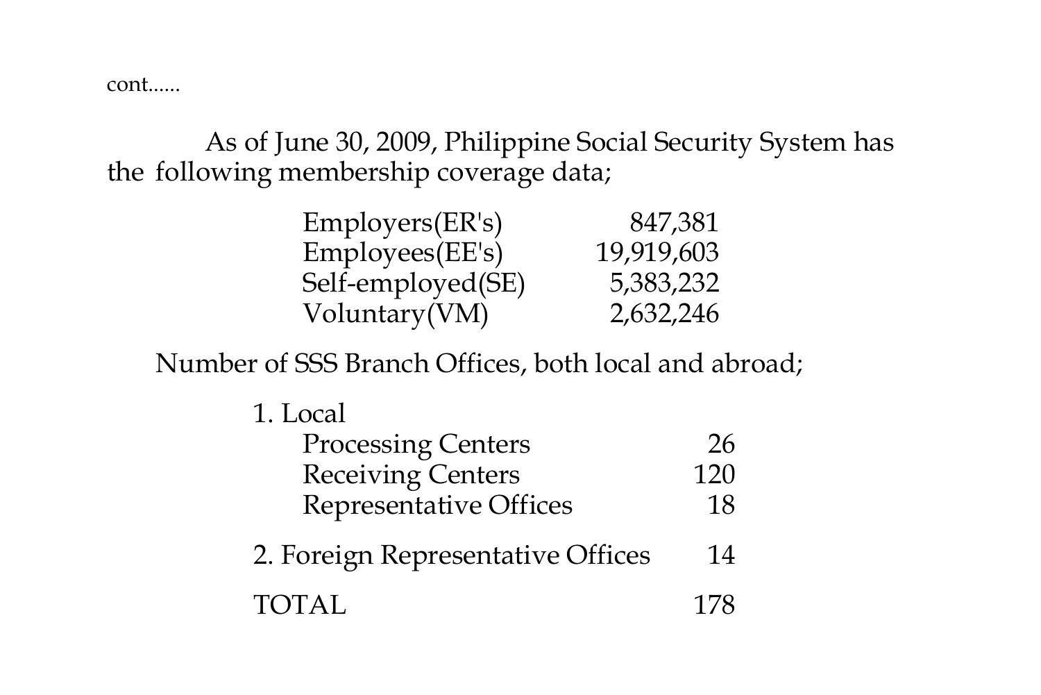cont......

As of June 30, 2009, Philippine Social Security System has the following membership coverage data;

| Category | Number |
|---|---|
| Employers(ER's) | 847,381 |
| Employees(EE's) | 19,919,603 |
| Self-employed(SE) | 5,383,232 |
| Voluntary(VM) | 2,632,246 |

Number of SSS Branch Offices, both local and abroad;

| Office | Number |
|---|---|
| 1. Local | |
| Processing Centers | 26 |
| Receiving Centers | 120 |
| Representative Offices | 18 |
| 2. Foreign Representative Offices | 14 |
| TOTAL | 178 |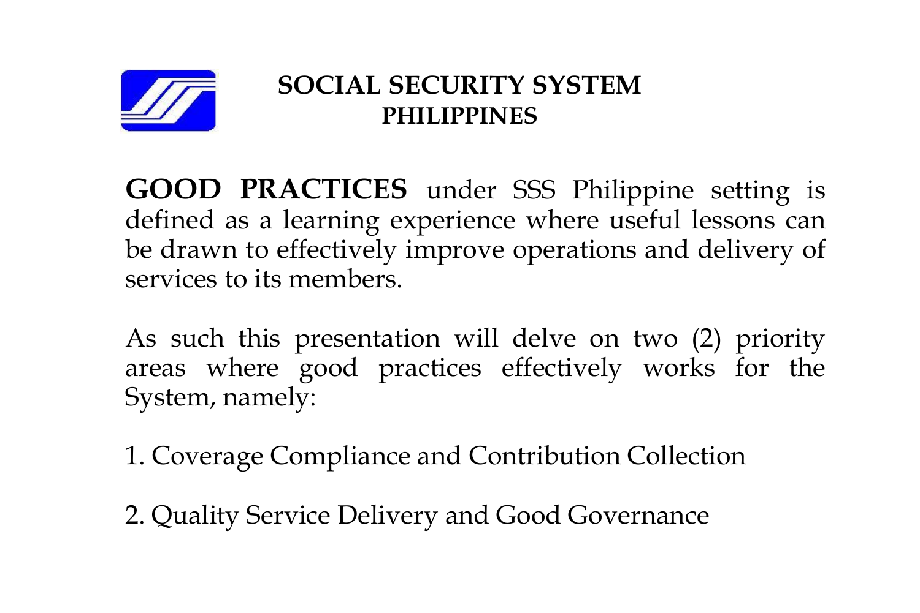# SOCIAL SECURITY SYSTEM
## PHILIPPINES

**GOOD PRACTICES** under SSS Philippine setting is defined as a learning experience where useful lessons can be drawn to effectively improve operations and delivery of services to its members.

As such this presentation will delve on two (2) priority areas where good practices effectively works for the System, namely:

1. Coverage Compliance and Contribution Collection

2. Quality Service Delivery and Good Governance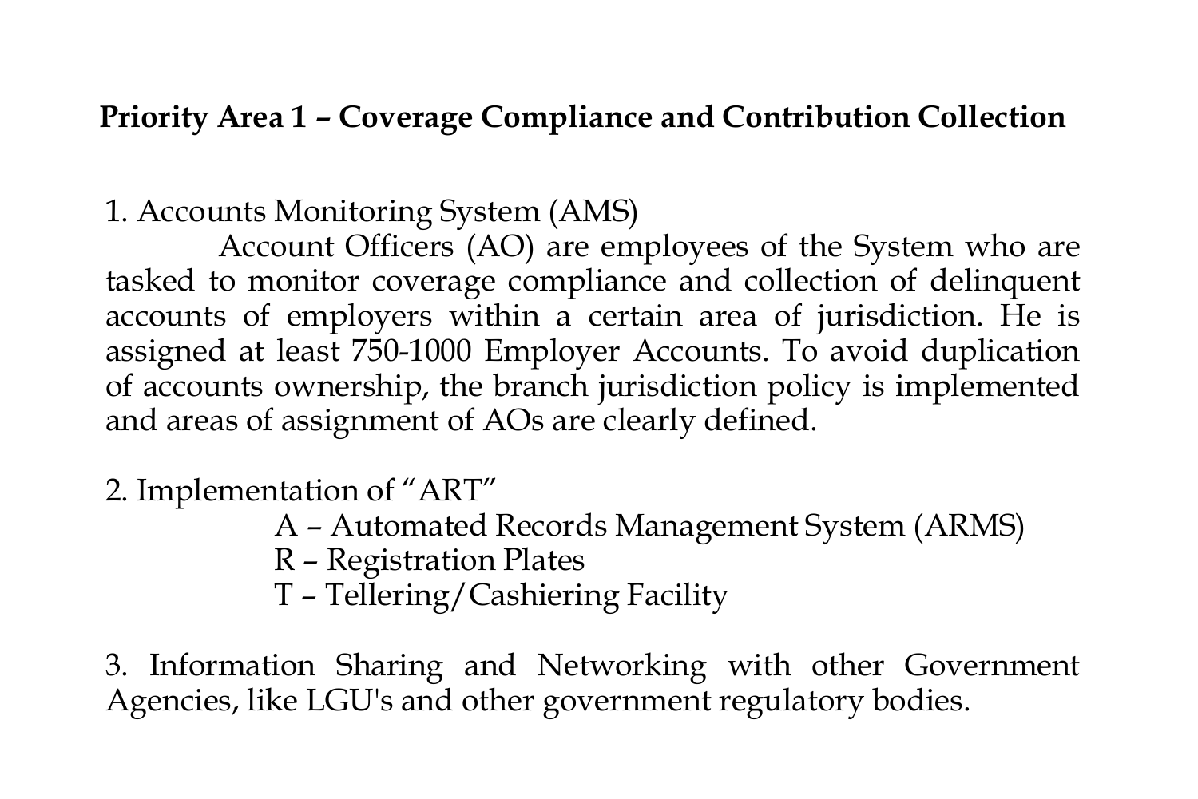**Priority Area 1 – Coverage Compliance and Contribution Collection**

1. Accounts Monitoring System (AMS)

Account Officers (AO) are employees of the System who are tasked to monitor coverage compliance and collection of delinquent accounts of employers within a certain area of jurisdiction. He is assigned at least 750-1000 Employer Accounts. To avoid duplication of accounts ownership, the branch jurisdiction policy is implemented and areas of assignment of AOs are clearly defined.

2. Implementation of "ART"

    A – Automated Records Management System (ARMS)
    R – Registration Plates
    T – Tellering/Cashiering Facility

3. Information Sharing and Networking with other Government Agencies, like LGU's and other government regulatory bodies.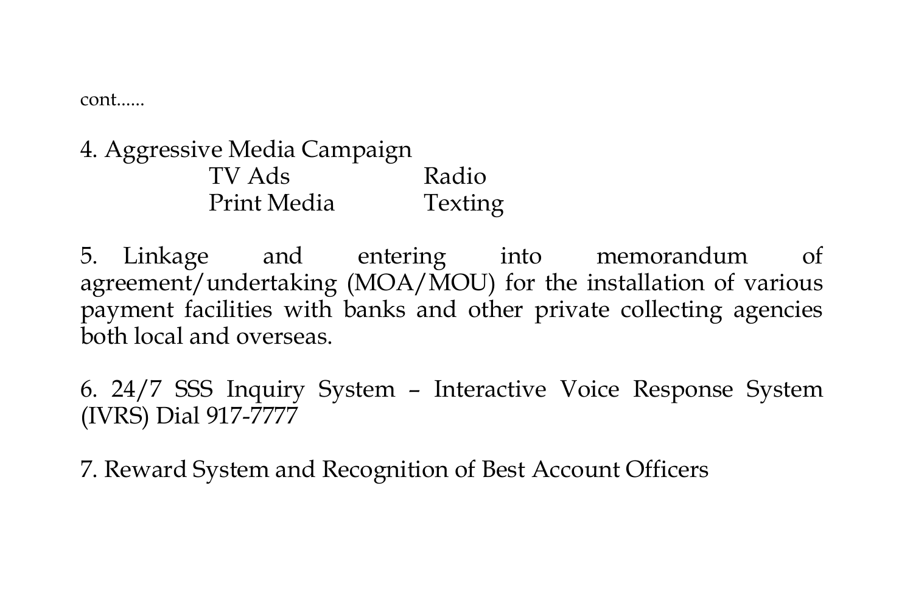cont......

4. Aggressive Media Campaign

| | |
|---|---|
| TV Ads | Radio |
| Print Media | Texting |

5. Linkage and entering into memorandum of agreement/undertaking (MOA/MOU) for the installation of various payment facilities with banks and other private collecting agencies both local and overseas.

6. 24/7 SSS Inquiry System – Interactive Voice Response System (IVRS) Dial 917-7777

7. Reward System and Recognition of Best Account Officers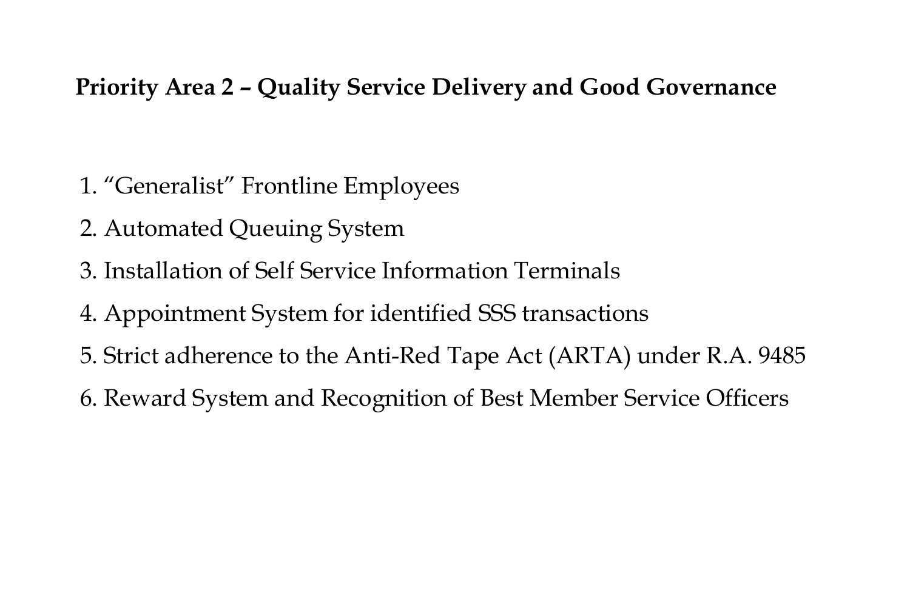**Priority Area 2 – Quality Service Delivery and Good Governance**

1. "Generalist" Frontline Employees
2. Automated Queuing System
3. Installation of Self Service Information Terminals
4. Appointment System for identified SSS transactions
5. Strict adherence to the Anti-Red Tape Act (ARTA) under R.A. 9485
6. Reward System and Recognition of Best Member Service Officers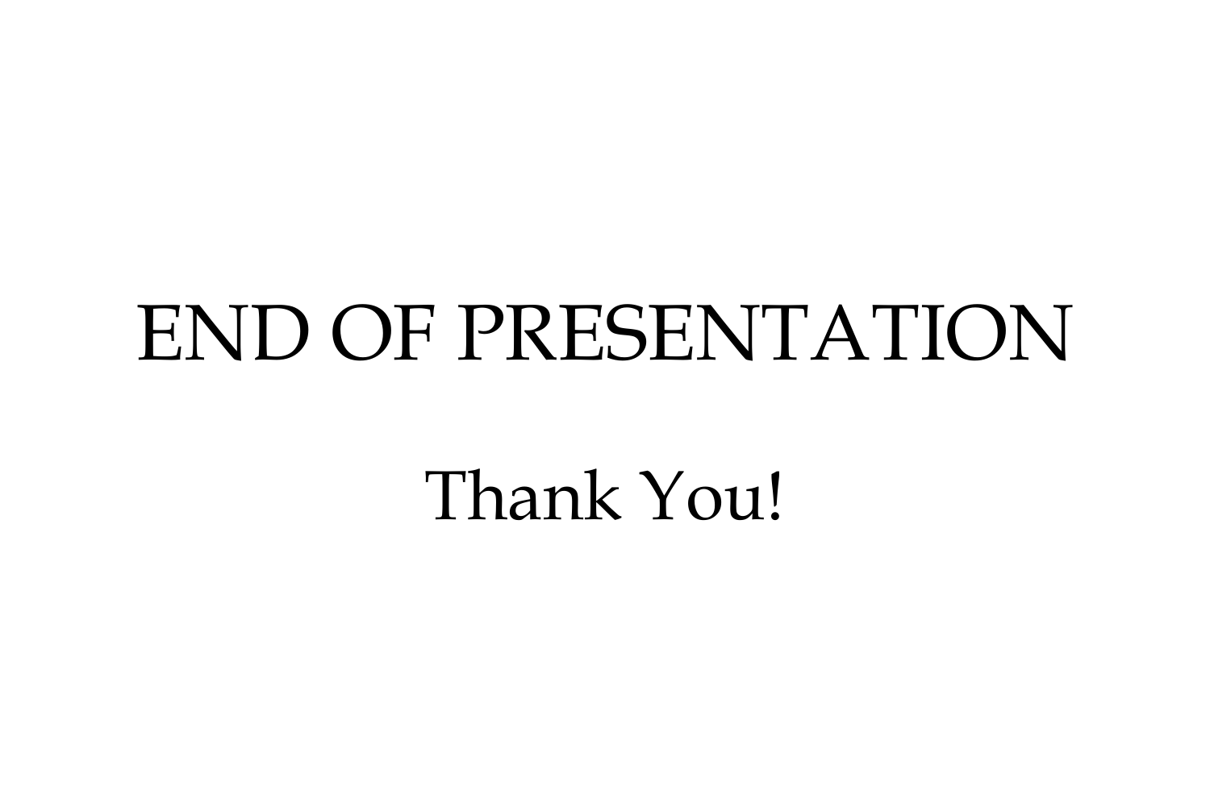# END OF PRESENTATION

Thank You!